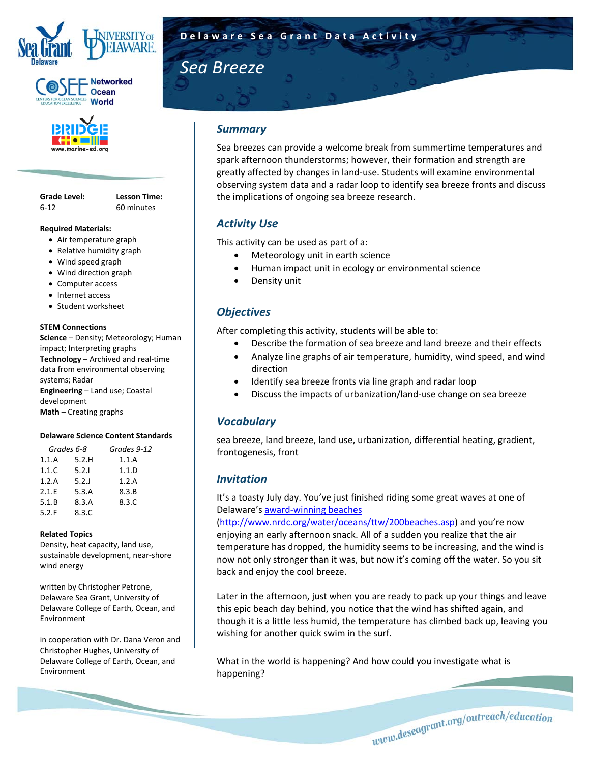Delaware Sea Grant Data Activity

# Sea Breeze

**Grade Level:** 6-12

**Lesson Time:** 60 minutes

**Required Materials:**
- Air temperature graph
- Relative humidity graph
- Wind speed graph
- Wind direction graph
- Computer access
- Internet access
- Student worksheet

**STEM Connections**

**Science** – Density; Meteorology; Human impact; Interpreting graphs

**Technology** – Archived and real-time data from environmental observing systems; Radar

**Engineering** – Land use; Coastal development

**Math** – Creating graphs

**Delaware Science Content Standards**

| Grades 6-8 | | Grades 9-12 |
|---|---|---|
| 1.1.A | 5.2.H | 1.1.A |
| 1.1.C | 5.2.I | 1.1.D |
| 1.2.A | 5.2.J | 1.2.A |
| 2.1.E | 5.3.A | 8.3.B |
| 5.1.B | 8.3.A | 8.3.C |
| 5.2.F | 8.3.C | |

**Related Topics**

Density, heat capacity, land use, sustainable development, near-shore wind energy

written by Christopher Petrone, Delaware Sea Grant, University of Delaware College of Earth, Ocean, and Environment

in cooperation with Dr. Dana Veron and Christopher Hughes, University of Delaware College of Earth, Ocean, and Environment

## Summary

Sea breezes can provide a welcome break from summertime temperatures and spark afternoon thunderstorms; however, their formation and strength are greatly affected by changes in land-use. Students will examine environmental observing system data and a radar loop to identify sea breeze fronts and discuss the implications of ongoing sea breeze research.

## Activity Use

This activity can be used as part of a:
- Meteorology unit in earth science
- Human impact unit in ecology or environmental science
- Density unit

## Objectives

After completing this activity, students will be able to:
- Describe the formation of sea breeze and land breeze and their effects
- Analyze line graphs of air temperature, humidity, wind speed, and wind direction
- Identify sea breeze fronts via line graph and radar loop
- Discuss the impacts of urbanization/land-use change on sea breeze

## Vocabulary

sea breeze, land breeze, land use, urbanization, differential heating, gradient, frontogenesis, front

## Invitation

It's a toasty July day. You've just finished riding some great waves at one of Delaware's award-winning beaches (http://www.nrdc.org/water/oceans/ttw/200beaches.asp) and you're now enjoying an early afternoon snack. All of a sudden you realize that the air temperature has dropped, the humidity seems to be increasing, and the wind is now not only stronger than it was, but now it's coming off the water. So you sit back and enjoy the cool breeze.

Later in the afternoon, just when you are ready to pack up your things and leave this epic beach day behind, you notice that the wind has shifted again, and though it is a little less humid, the temperature has climbed back up, leaving you wishing for another quick swim in the surf.

What in the world is happening? And how could you investigate what is happening?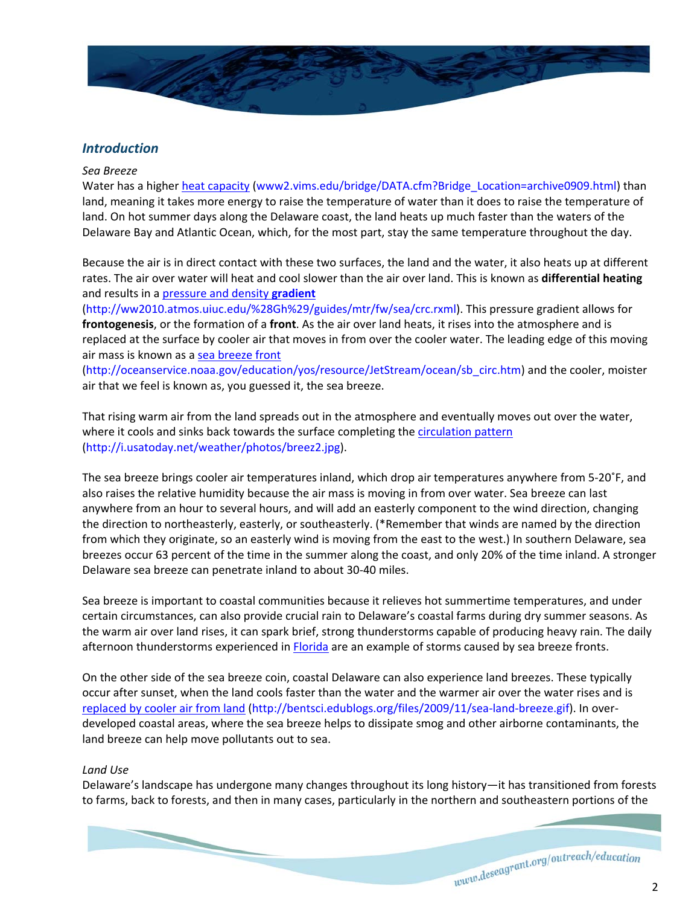## *Introduction*

*Sea Breeze*

Water has a higher heat capacity (www2.vims.edu/bridge/DATA.cfm?Bridge_Location=archive0909.html) than land, meaning it takes more energy to raise the temperature of water than it does to raise the temperature of land. On hot summer days along the Delaware coast, the land heats up much faster than the waters of the Delaware Bay and Atlantic Ocean, which, for the most part, stay the same temperature throughout the day.

Because the air is in direct contact with these two surfaces, the land and the water, it also heats up at different rates. The air over water will heat and cool slower than the air over land. This is known as **differential heating** and results in a pressure and density **gradient** (http://ww2010.atmos.uiuc.edu/%28Gh%29/guides/mtr/fw/sea/crc.rxml). This pressure gradient allows for **frontogenesis**, or the formation of a **front**. As the air over land heats, it rises into the atmosphere and is replaced at the surface by cooler air that moves in from over the cooler water. The leading edge of this moving air mass is known as a sea breeze front (http://oceanservice.noaa.gov/education/yos/resource/JetStream/ocean/sb_circ.htm) and the cooler, moister air that we feel is known as, you guessed it, the sea breeze.

That rising warm air from the land spreads out in the atmosphere and eventually moves out over the water, where it cools and sinks back towards the surface completing the circulation pattern (http://i.usatoday.net/weather/photos/breez2.jpg).

The sea breeze brings cooler air temperatures inland, which drop air temperatures anywhere from 5-20˚F, and also raises the relative humidity because the air mass is moving in from over water. Sea breeze can last anywhere from an hour to several hours, and will add an easterly component to the wind direction, changing the direction to northeasterly, easterly, or southeasterly. (*Remember that winds are named by the direction from which they originate, so an easterly wind is moving from the east to the west.) In southern Delaware, sea breezes occur 63 percent of the time in the summer along the coast, and only 20% of the time inland. A stronger Delaware sea breeze can penetrate inland to about 30-40 miles.

Sea breeze is important to coastal communities because it relieves hot summertime temperatures, and under certain circumstances, can also provide crucial rain to Delaware's coastal farms during dry summer seasons. As the warm air over land rises, it can spark brief, strong thunderstorms capable of producing heavy rain. The daily afternoon thunderstorms experienced in Florida are an example of storms caused by sea breeze fronts.

On the other side of the sea breeze coin, coastal Delaware can also experience land breezes. These typically occur after sunset, when the land cools faster than the water and the warmer air over the water rises and is replaced by cooler air from land (http://bentsci.edublogs.org/files/2009/11/sea-land-breeze.gif). In over-developed coastal areas, where the sea breeze helps to dissipate smog and other airborne contaminants, the land breeze can help move pollutants out to sea.

*Land Use*

Delaware's landscape has undergone many changes throughout its long history—it has transitioned from forests to farms, back to forests, and then in many cases, particularly in the northern and southeastern portions of the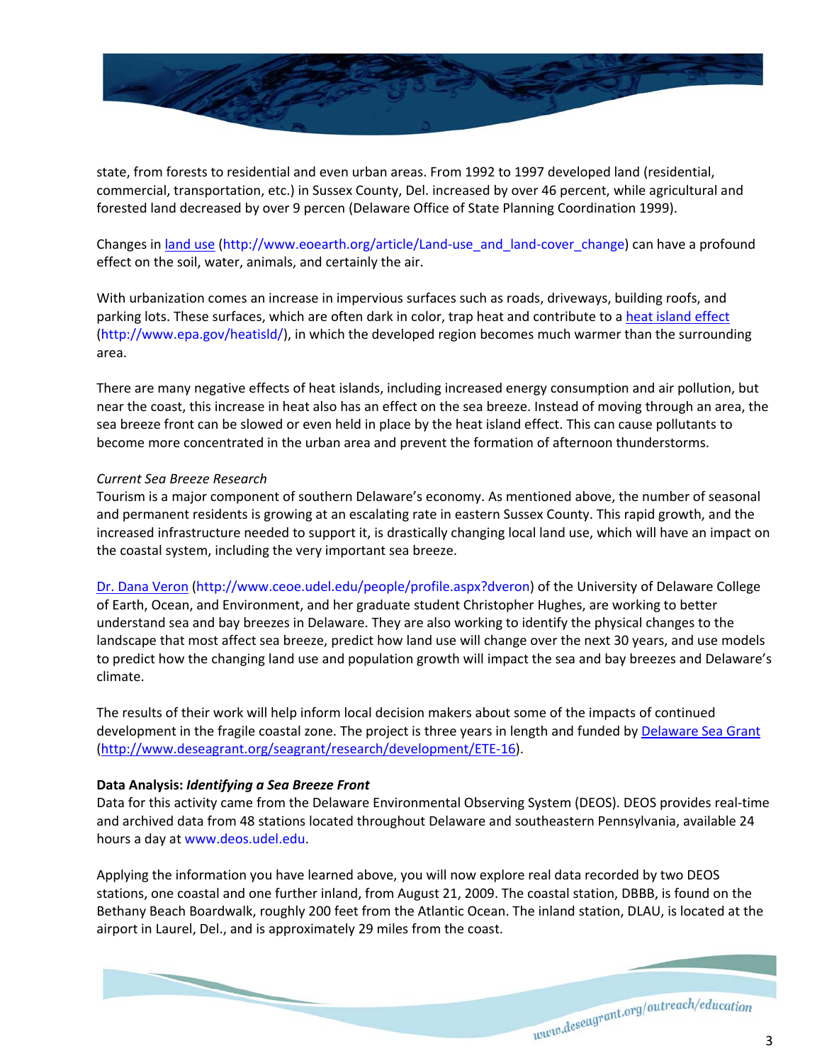state, from forests to residential and even urban areas. From 1992 to 1997 developed land (residential, commercial, transportation, etc.) in Sussex County, Del. increased by over 46 percent, while agricultural and forested land decreased by over 9 percen (Delaware Office of State Planning Coordination 1999).

Changes in land use (http://www.eoearth.org/article/Land-use_and_land-cover_change) can have a profound effect on the soil, water, animals, and certainly the air.

With urbanization comes an increase in impervious surfaces such as roads, driveways, building roofs, and parking lots. These surfaces, which are often dark in color, trap heat and contribute to a heat island effect (http://www.epa.gov/heatisld/), in which the developed region becomes much warmer than the surrounding area.

There are many negative effects of heat islands, including increased energy consumption and air pollution, but near the coast, this increase in heat also has an effect on the sea breeze. Instead of moving through an area, the sea breeze front can be slowed or even held in place by the heat island effect. This can cause pollutants to become more concentrated in the urban area and prevent the formation of afternoon thunderstorms.

*Current Sea Breeze Research*

Tourism is a major component of southern Delaware's economy. As mentioned above, the number of seasonal and permanent residents is growing at an escalating rate in eastern Sussex County. This rapid growth, and the increased infrastructure needed to support it, is drastically changing local land use, which will have an impact on the coastal system, including the very important sea breeze.

Dr. Dana Veron (http://www.ceoe.udel.edu/people/profile.aspx?dveron) of the University of Delaware College of Earth, Ocean, and Environment, and her graduate student Christopher Hughes, are working to better understand sea and bay breezes in Delaware. They are also working to identify the physical changes to the landscape that most affect sea breeze, predict how land use will change over the next 30 years, and use models to predict how the changing land use and population growth will impact the sea and bay breezes and Delaware's climate.

The results of their work will help inform local decision makers about some of the impacts of continued development in the fragile coastal zone. The project is three years in length and funded by Delaware Sea Grant (http://www.deseagrant.org/seagrant/research/development/ETE-16).

**Data Analysis: *Identifying a Sea Breeze Front***

Data for this activity came from the Delaware Environmental Observing System (DEOS). DEOS provides real-time and archived data from 48 stations located throughout Delaware and southeastern Pennsylvania, available 24 hours a day at www.deos.udel.edu.

Applying the information you have learned above, you will now explore real data recorded by two DEOS stations, one coastal and one further inland, from August 21, 2009. The coastal station, DBBB, is found on the Bethany Beach Boardwalk, roughly 200 feet from the Atlantic Ocean. The inland station, DLAU, is located at the airport in Laurel, Del., and is approximately 29 miles from the coast.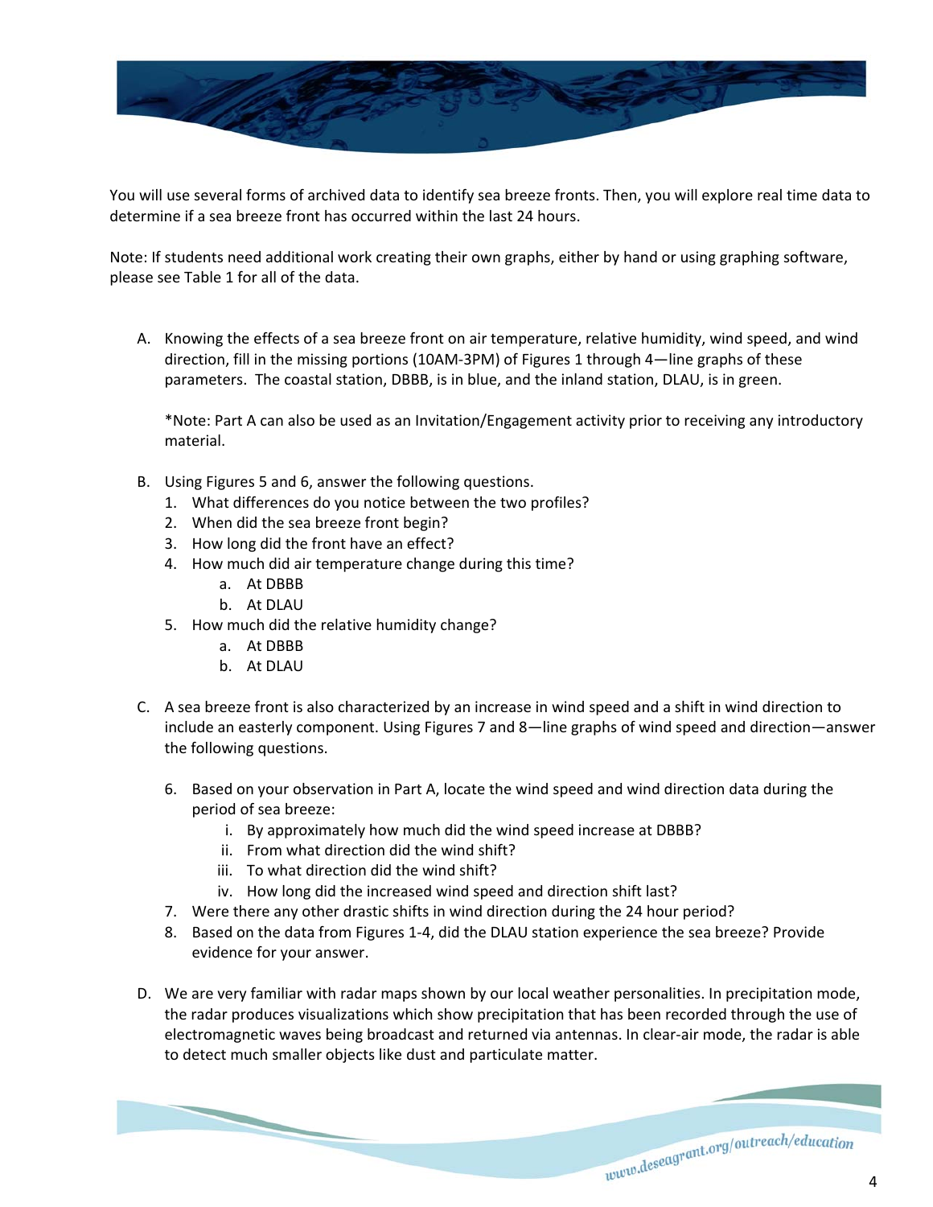You will use several forms of archived data to identify sea breeze fronts. Then, you will explore real time data to determine if a sea breeze front has occurred within the last 24 hours.

Note: If students need additional work creating their own graphs, either by hand or using graphing software, please see Table 1 for all of the data.

A. Knowing the effects of a sea breeze front on air temperature, relative humidity, wind speed, and wind direction, fill in the missing portions (10AM-3PM) of Figures 1 through 4—line graphs of these parameters. The coastal station, DBBB, is in blue, and the inland station, DLAU, is in green.

   *Note: Part A can also be used as an Invitation/Engagement activity prior to receiving any introductory material.

B. Using Figures 5 and 6, answer the following questions.
   1. What differences do you notice between the two profiles?
   2. When did the sea breeze front begin?
   3. How long did the front have an effect?
   4. How much did air temperature change during this time?
      a. At DBBB
      b. At DLAU
   5. How much did the relative humidity change?
      a. At DBBB
      b. At DLAU

C. A sea breeze front is also characterized by an increase in wind speed and a shift in wind direction to include an easterly component. Using Figures 7 and 8—line graphs of wind speed and direction—answer the following questions.

   6. Based on your observation in Part A, locate the wind speed and wind direction data during the period of sea breeze:
      i. By approximately how much did the wind speed increase at DBBB?
      ii. From what direction did the wind shift?
      iii. To what direction did the wind shift?
      iv. How long did the increased wind speed and direction shift last?
   7. Were there any other drastic shifts in wind direction during the 24 hour period?
   8. Based on the data from Figures 1-4, did the DLAU station experience the sea breeze? Provide evidence for your answer.

D. We are very familiar with radar maps shown by our local weather personalities. In precipitation mode, the radar produces visualizations which show precipitation that has been recorded through the use of electromagnetic waves being broadcast and returned via antennas. In clear-air mode, the radar is able to detect much smaller objects like dust and particulate matter.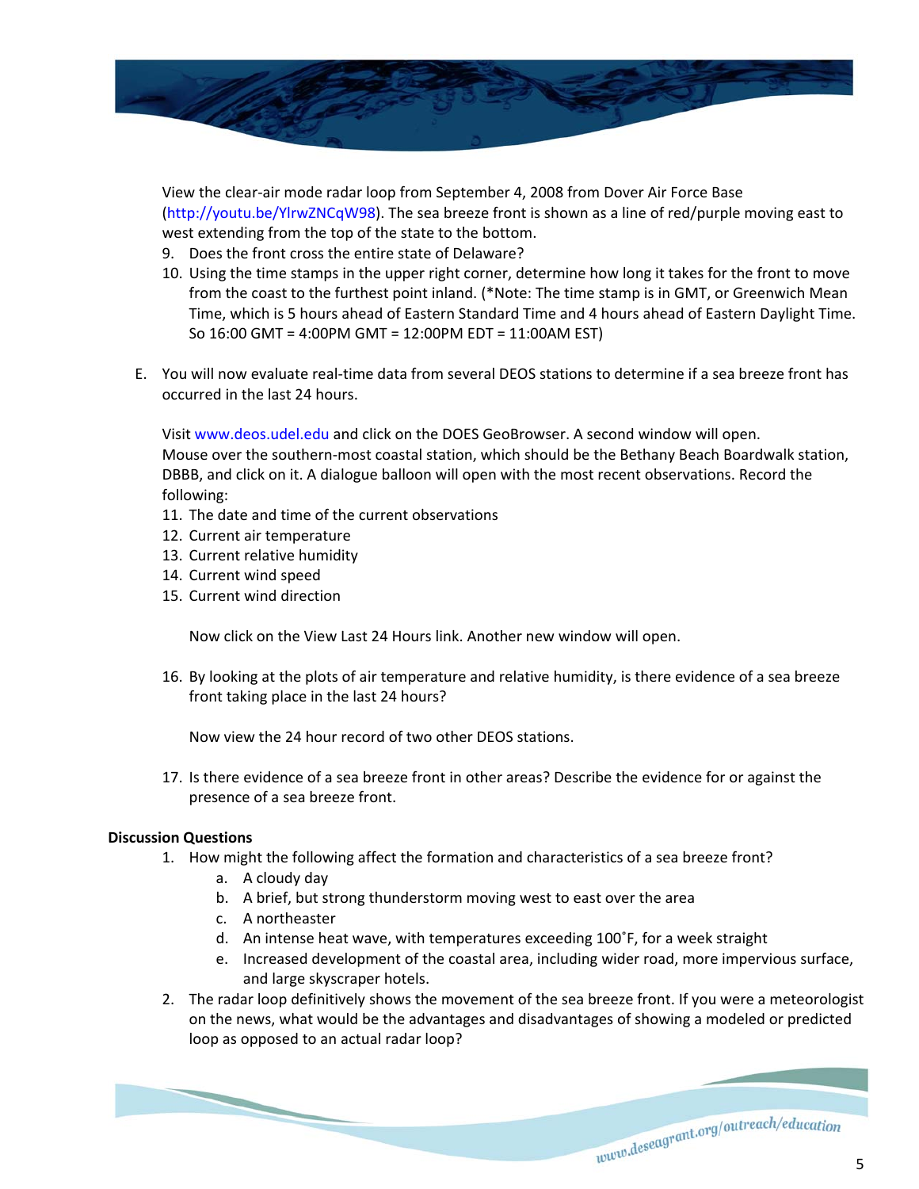View the clear-air mode radar loop from September 4, 2008 from Dover Air Force Base (http://youtu.be/YlrwZNCqW98). The sea breeze front is shown as a line of red/purple moving east to west extending from the top of the state to the bottom.

9. Does the front cross the entire state of Delaware?
10. Using the time stamps in the upper right corner, determine how long it takes for the front to move from the coast to the furthest point inland. (*Note: The time stamp is in GMT, or Greenwich Mean Time, which is 5 hours ahead of Eastern Standard Time and 4 hours ahead of Eastern Daylight Time. So 16:00 GMT = 4:00PM GMT = 12:00PM EDT = 11:00AM EST)

E. You will now evaluate real-time data from several DEOS stations to determine if a sea breeze front has occurred in the last 24 hours.

Visit www.deos.udel.edu and click on the DOES GeoBrowser. A second window will open. Mouse over the southern-most coastal station, which should be the Bethany Beach Boardwalk station, DBBB, and click on it. A dialogue balloon will open with the most recent observations. Record the following:

11. The date and time of the current observations
12. Current air temperature
13. Current relative humidity
14. Current wind speed
15. Current wind direction

Now click on the View Last 24 Hours link. Another new window will open.

16. By looking at the plots of air temperature and relative humidity, is there evidence of a sea breeze front taking place in the last 24 hours?

Now view the 24 hour record of two other DEOS stations.

17. Is there evidence of a sea breeze front in other areas? Describe the evidence for or against the presence of a sea breeze front.

**Discussion Questions**

1. How might the following affect the formation and characteristics of a sea breeze front?
   a. A cloudy day
   b. A brief, but strong thunderstorm moving west to east over the area
   c. A northeaster
   d. An intense heat wave, with temperatures exceeding 100˚F, for a week straight
   e. Increased development of the coastal area, including wider road, more impervious surface, and large skyscraper hotels.
2. The radar loop definitively shows the movement of the sea breeze front. If you were a meteorologist on the news, what would be the advantages and disadvantages of showing a modeled or predicted loop as opposed to an actual radar loop?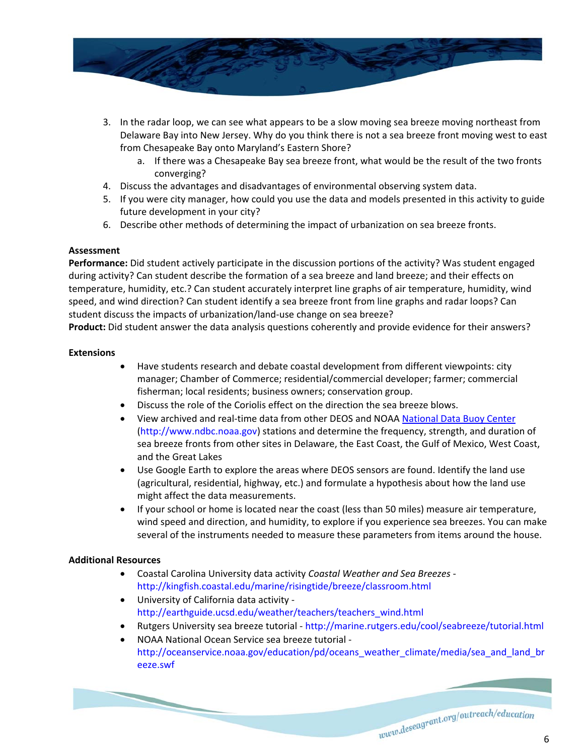3. In the radar loop, we can see what appears to be a slow moving sea breeze moving northeast from Delaware Bay into New Jersey. Why do you think there is not a sea breeze front moving west to east from Chesapeake Bay onto Maryland's Eastern Shore?
   a. If there was a Chesapeake Bay sea breeze front, what would be the result of the two fronts converging?
4. Discuss the advantages and disadvantages of environmental observing system data.
5. If you were city manager, how could you use the data and models presented in this activity to guide future development in your city?
6. Describe other methods of determining the impact of urbanization on sea breeze fronts.

**Assessment**

**Performance:** Did student actively participate in the discussion portions of the activity? Was student engaged during activity? Can student describe the formation of a sea breeze and land breeze; and their effects on temperature, humidity, etc.? Can student accurately interpret line graphs of air temperature, humidity, wind speed, and wind direction? Can student identify a sea breeze front from line graphs and radar loops? Can student discuss the impacts of urbanization/land-use change on sea breeze?

**Product:** Did student answer the data analysis questions coherently and provide evidence for their answers?

**Extensions**

- Have students research and debate coastal development from different viewpoints: city manager; Chamber of Commerce; residential/commercial developer; farmer; commercial fisherman; local residents; business owners; conservation group.
- Discuss the role of the Coriolis effect on the direction the sea breeze blows.
- View archived and real-time data from other DEOS and NOAA National Data Buoy Center (http://www.ndbc.noaa.gov) stations and determine the frequency, strength, and duration of sea breeze fronts from other sites in Delaware, the East Coast, the Gulf of Mexico, West Coast, and the Great Lakes
- Use Google Earth to explore the areas where DEOS sensors are found. Identify the land use (agricultural, residential, highway, etc.) and formulate a hypothesis about how the land use might affect the data measurements.
- If your school or home is located near the coast (less than 50 miles) measure air temperature, wind speed and direction, and humidity, to explore if you experience sea breezes. You can make several of the instruments needed to measure these parameters from items around the house.

**Additional Resources**

- Coastal Carolina University data activity *Coastal Weather and Sea Breezes* - http://kingfish.coastal.edu/marine/risingtide/breeze/classroom.html
- University of California data activity - http://earthguide.ucsd.edu/weather/teachers/teachers_wind.html
- Rutgers University sea breeze tutorial - http://marine.rutgers.edu/cool/seabreeze/tutorial.html
- NOAA National Ocean Service sea breeze tutorial - http://oceanservice.noaa.gov/education/pd/oceans_weather_climate/media/sea_and_land_breeze.swf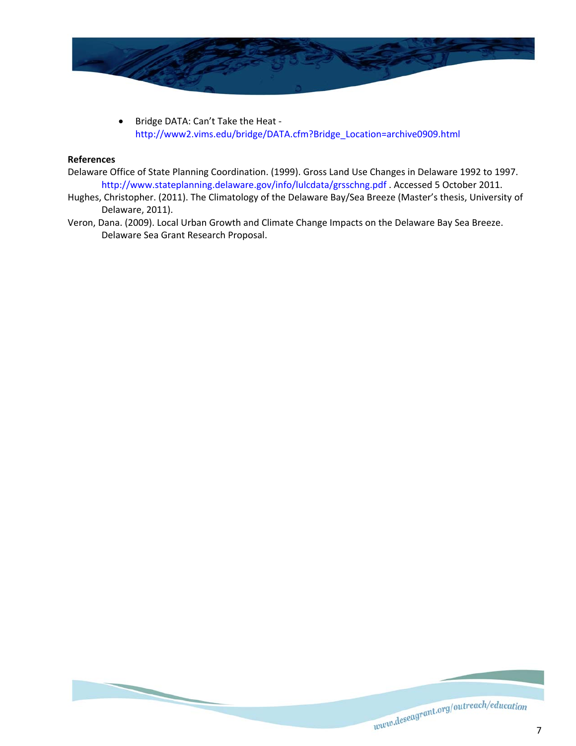- Bridge DATA: Can't Take the Heat - http://www2.vims.edu/bridge/DATA.cfm?Bridge_Location=archive0909.html

**References**

Delaware Office of State Planning Coordination. (1999). Gross Land Use Changes in Delaware 1992 to 1997. http://www.stateplanning.delaware.gov/info/lulcdata/grsschng.pdf . Accessed 5 October 2011.

Hughes, Christopher. (2011). The Climatology of the Delaware Bay/Sea Breeze (Master's thesis, University of Delaware, 2011).

Veron, Dana. (2009). Local Urban Growth and Climate Change Impacts on the Delaware Bay Sea Breeze. Delaware Sea Grant Research Proposal.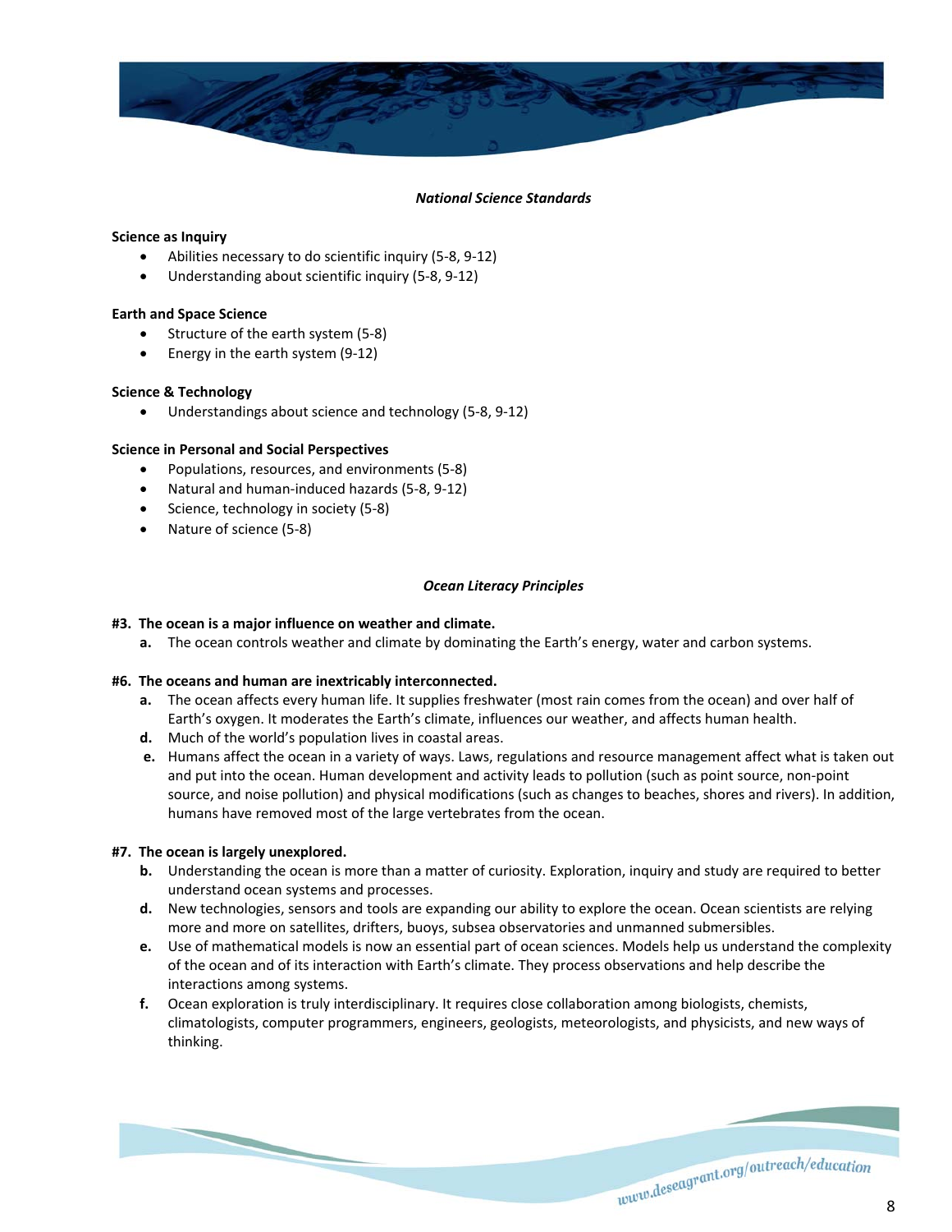## *National Science Standards*

**Science as Inquiry**

- Abilities necessary to do scientific inquiry (5-8, 9-12)
- Understanding about scientific inquiry (5-8, 9-12)

**Earth and Space Science**

- Structure of the earth system (5-8)
- Energy in the earth system (9-12)

**Science & Technology**

- Understandings about science and technology (5-8, 9-12)

**Science in Personal and Social Perspectives**

- Populations, resources, and environments (5-8)
- Natural and human-induced hazards (5-8, 9-12)
- Science, technology in society (5-8)
- Nature of science (5-8)

## *Ocean Literacy Principles*

**#3. The ocean is a major influence on weather and climate.**

- **a.** The ocean controls weather and climate by dominating the Earth's energy, water and carbon systems.

**#6. The oceans and human are inextricably interconnected.**

- **a.** The ocean affects every human life. It supplies freshwater (most rain comes from the ocean) and over half of Earth's oxygen. It moderates the Earth's climate, influences our weather, and affects human health.
- **d.** Much of the world's population lives in coastal areas.
- **e.** Humans affect the ocean in a variety of ways. Laws, regulations and resource management affect what is taken out and put into the ocean. Human development and activity leads to pollution (such as point source, non-point source, and noise pollution) and physical modifications (such as changes to beaches, shores and rivers). In addition, humans have removed most of the large vertebrates from the ocean.

**#7. The ocean is largely unexplored.**

- **b.** Understanding the ocean is more than a matter of curiosity. Exploration, inquiry and study are required to better understand ocean systems and processes.
- **d.** New technologies, sensors and tools are expanding our ability to explore the ocean. Ocean scientists are relying more and more on satellites, drifters, buoys, subsea observatories and unmanned submersibles.
- **e.** Use of mathematical models is now an essential part of ocean sciences. Models help us understand the complexity of the ocean and of its interaction with Earth's climate. They process observations and help describe the interactions among systems.
- **f.** Ocean exploration is truly interdisciplinary. It requires close collaboration among biologists, chemists, climatologists, computer programmers, engineers, geologists, meteorologists, and physicists, and new ways of thinking.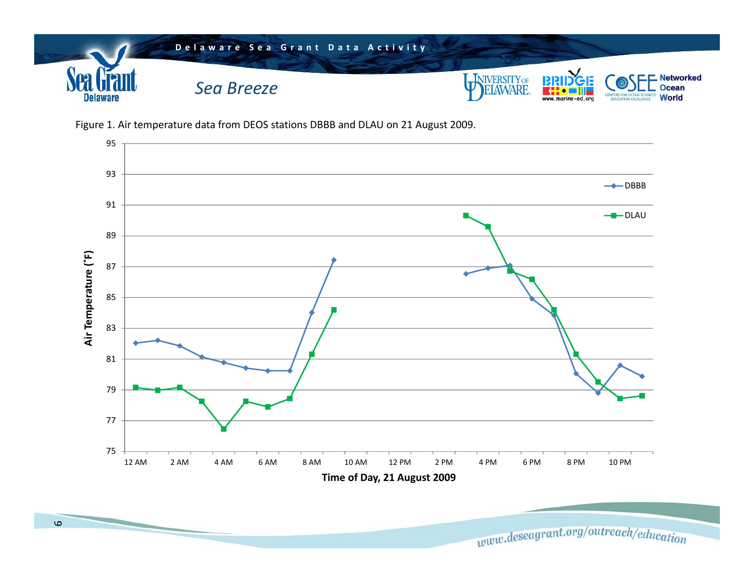Figure 1. Air temperature data from DEOS stations DBBB and DLAU on 21 August 2009.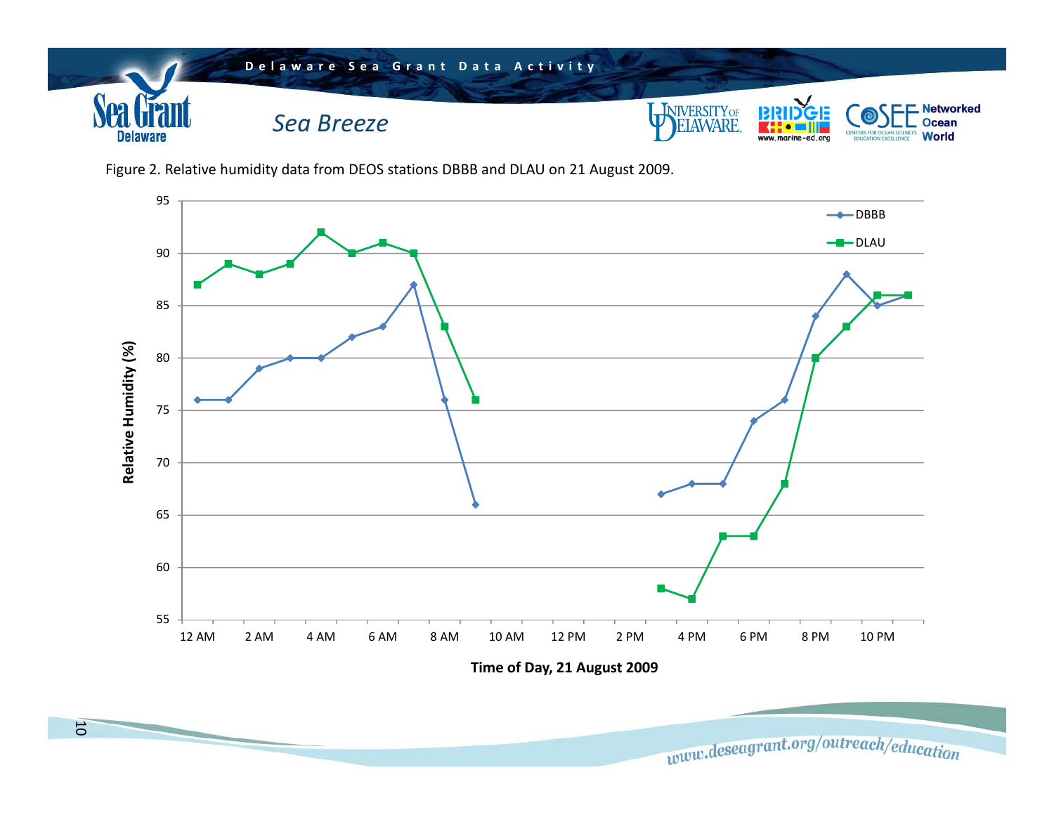Delaware Sea Grant Data Activity

## *Sea Breeze*

Figure 2. Relative humidity data from DEOS stations DBBB and DLAU on 21 August 2009.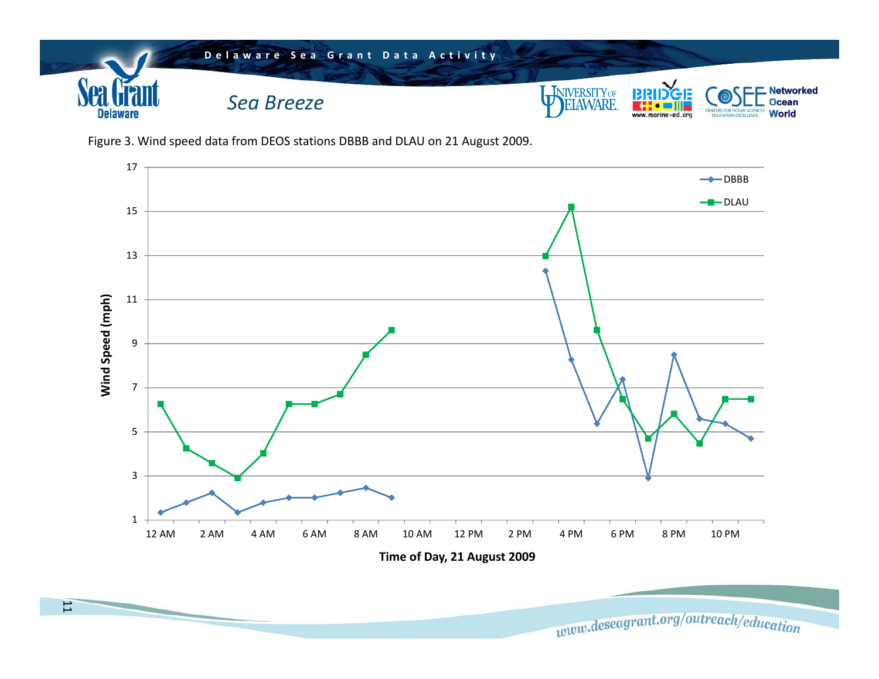Delaware Sea Grant Data Activity

*Sea Breeze*

Figure 3. Wind speed data from DEOS stations DBBB and DLAU on 21 August 2009.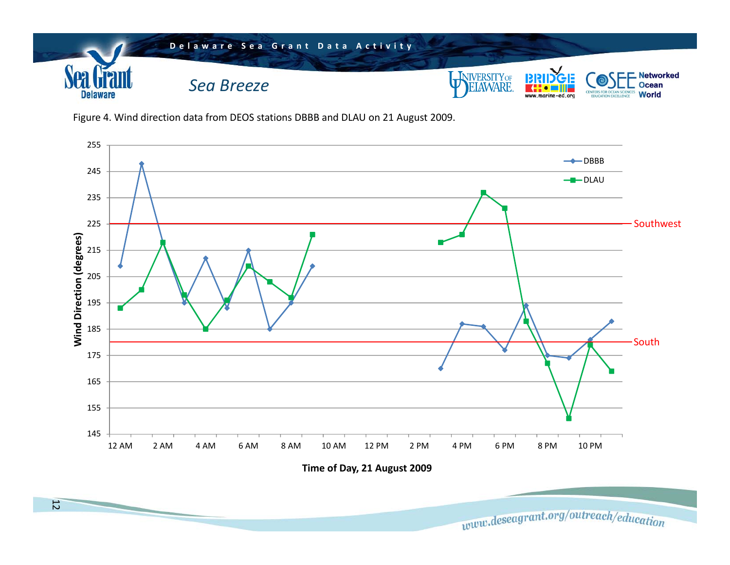## Sea Breeze

Figure 4. Wind direction data from DEOS stations DBBB and DLAU on 21 August 2009.

Wind Direction (degrees)

255
245
235
225 — Southwest
215
205
195
185 — South
175
165
155
145

12 AM, 2 AM, 4 AM, 6 AM, 8 AM, 10 AM, 12 PM, 2 PM, 4 PM, 6 PM, 8 PM, 10 PM

DBBB
DLAU

**Time of Day, 21 August 2009**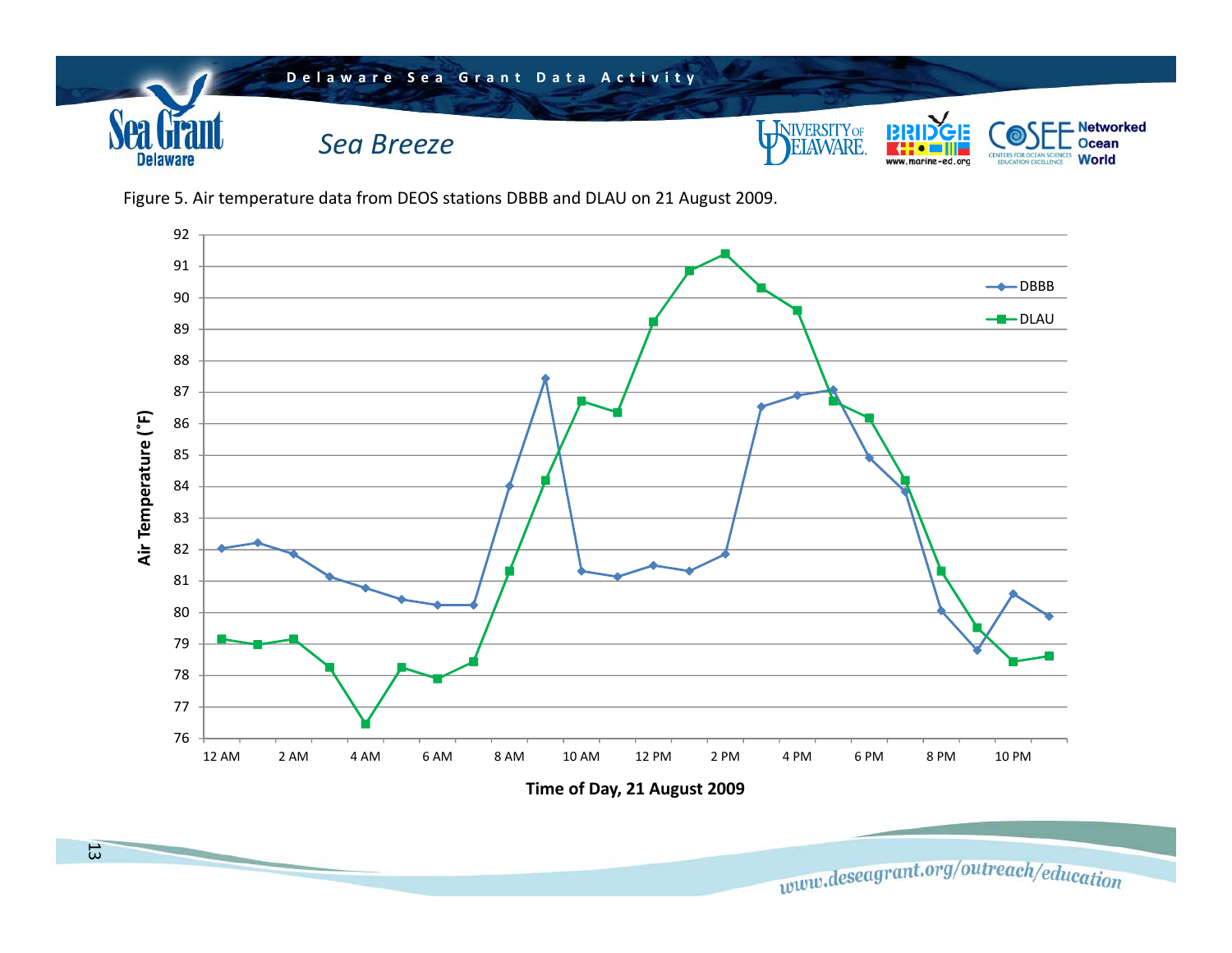Delaware Sea Grant Data Activity

## Sea Breeze

Figure 5. Air temperature data from DEOS stations DBBB and DLAU on 21 August 2009.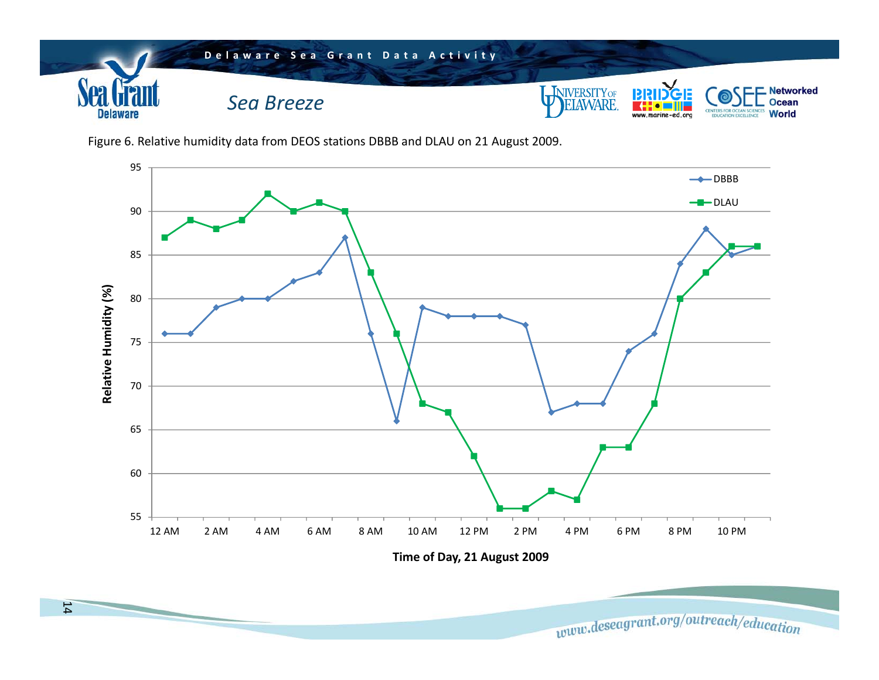Figure 6. Relative humidity data from DEOS stations DBBB and DLAU on 21 August 2009.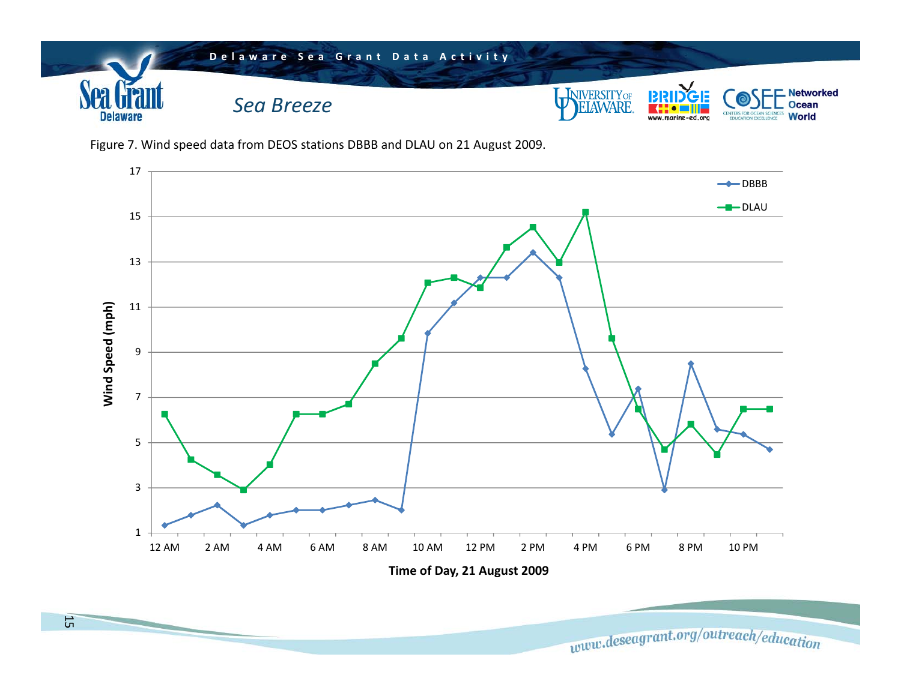Delaware Sea Grant Data Activity

# Sea Breeze

Figure 7. Wind speed data from DEOS stations DBBB and DLAU on 21 August 2009.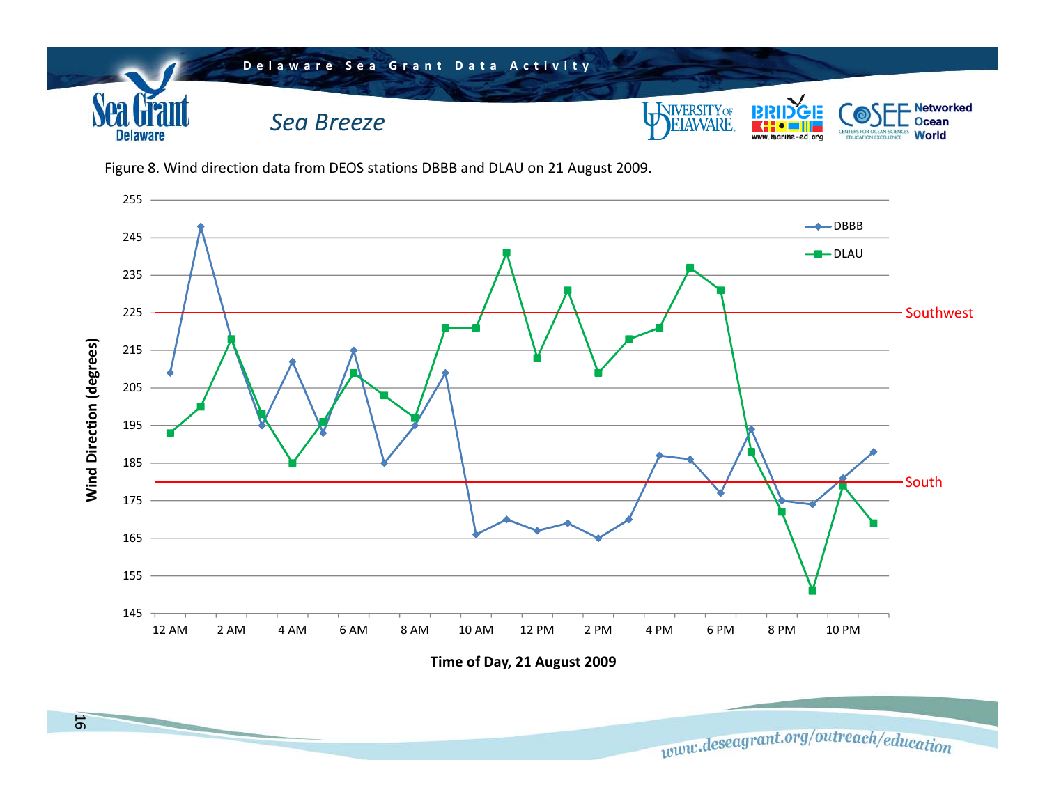## Sea Breeze

Figure 8. Wind direction data from DEOS stations DBBB and DLAU on 21 August 2009.

Wind Direction (degrees)

Time of Day, 21 August 2009

DBBB

DLAU

Southwest

South

12 AM | 2 AM | 4 AM | 6 AM | 8 AM | 10 AM | 12 PM | 2 PM | 4 PM | 6 PM | 8 PM | 10 PM

145 | 155 | 165 | 175 | 185 | 195 | 205 | 215 | 225 | 235 | 245 | 255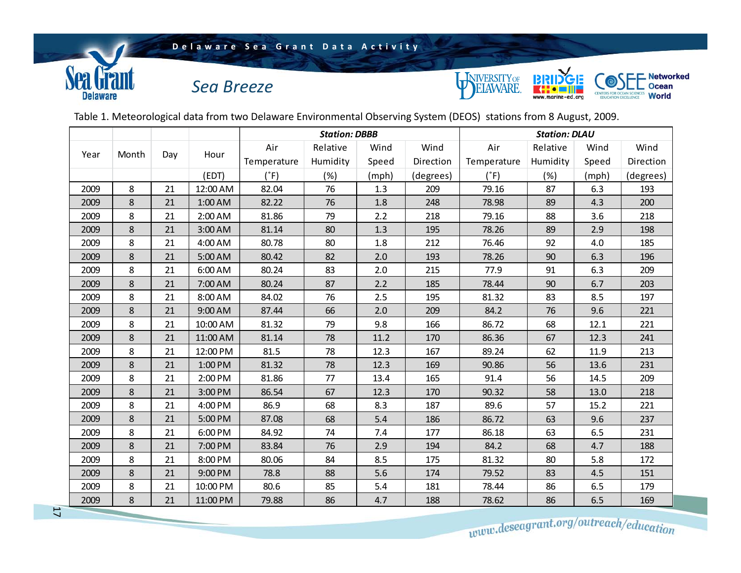Delaware Sea Grant Data Activity

## Sea Breeze

Table 1. Meteorological data from two Delaware Environmental Observing System (DEOS) stations from 8 August, 2009.

| | | | | ***Station: DBBB*** | | | | ***Station: DLAU*** | | | |
|---|---|---|---|---|---|---|---|---|---|---|---|
| Year | Month | Day | Hour | Air Temperature | Relative Humidity | Wind Speed | Wind Direction | Air Temperature | Relative Humidity | Wind Speed | Wind Direction |
| | | | (EDT) | (˚F) | (%) | (mph) | (degrees) | (˚F) | (%) | (mph) | (degrees) |
| 2009 | 8 | 21 | 12:00 AM | 82.04 | 76 | 1.3 | 209 | 79.16 | 87 | 6.3 | 193 |
| 2009 | 8 | 21 | 1:00 AM | 82.22 | 76 | 1.8 | 248 | 78.98 | 89 | 4.3 | 200 |
| 2009 | 8 | 21 | 2:00 AM | 81.86 | 79 | 2.2 | 218 | 79.16 | 88 | 3.6 | 218 |
| 2009 | 8 | 21 | 3:00 AM | 81.14 | 80 | 1.3 | 195 | 78.26 | 89 | 2.9 | 198 |
| 2009 | 8 | 21 | 4:00 AM | 80.78 | 80 | 1.8 | 212 | 76.46 | 92 | 4.0 | 185 |
| 2009 | 8 | 21 | 5:00 AM | 80.42 | 82 | 2.0 | 193 | 78.26 | 90 | 6.3 | 196 |
| 2009 | 8 | 21 | 6:00 AM | 80.24 | 83 | 2.0 | 215 | 77.9 | 91 | 6.3 | 209 |
| 2009 | 8 | 21 | 7:00 AM | 80.24 | 87 | 2.2 | 185 | 78.44 | 90 | 6.7 | 203 |
| 2009 | 8 | 21 | 8:00 AM | 84.02 | 76 | 2.5 | 195 | 81.32 | 83 | 8.5 | 197 |
| 2009 | 8 | 21 | 9:00 AM | 87.44 | 66 | 2.0 | 209 | 84.2 | 76 | 9.6 | 221 |
| 2009 | 8 | 21 | 10:00 AM | 81.32 | 79 | 9.8 | 166 | 86.72 | 68 | 12.1 | 221 |
| 2009 | 8 | 21 | 11:00 AM | 81.14 | 78 | 11.2 | 170 | 86.36 | 67 | 12.3 | 241 |
| 2009 | 8 | 21 | 12:00 PM | 81.5 | 78 | 12.3 | 167 | 89.24 | 62 | 11.9 | 213 |
| 2009 | 8 | 21 | 1:00 PM | 81.32 | 78 | 12.3 | 169 | 90.86 | 56 | 13.6 | 231 |
| 2009 | 8 | 21 | 2:00 PM | 81.86 | 77 | 13.4 | 165 | 91.4 | 56 | 14.5 | 209 |
| 2009 | 8 | 21 | 3:00 PM | 86.54 | 67 | 12.3 | 170 | 90.32 | 58 | 13.0 | 218 |
| 2009 | 8 | 21 | 4:00 PM | 86.9 | 68 | 8.3 | 187 | 89.6 | 57 | 15.2 | 221 |
| 2009 | 8 | 21 | 5:00 PM | 87.08 | 68 | 5.4 | 186 | 86.72 | 63 | 9.6 | 237 |
| 2009 | 8 | 21 | 6:00 PM | 84.92 | 74 | 7.4 | 177 | 86.18 | 63 | 6.5 | 231 |
| 2009 | 8 | 21 | 7:00 PM | 83.84 | 76 | 2.9 | 194 | 84.2 | 68 | 4.7 | 188 |
| 2009 | 8 | 21 | 8:00 PM | 80.06 | 84 | 8.5 | 175 | 81.32 | 80 | 5.8 | 172 |
| 2009 | 8 | 21 | 9:00 PM | 78.8 | 88 | 5.6 | 174 | 79.52 | 83 | 4.5 | 151 |
| 2009 | 8 | 21 | 10:00 PM | 80.6 | 85 | 5.4 | 181 | 78.44 | 86 | 6.5 | 179 |
| 2009 | 8 | 21 | 11:00 PM | 79.88 | 86 | 4.7 | 188 | 78.62 | 86 | 6.5 | 169 |

www.deseagrant.org/outreach/education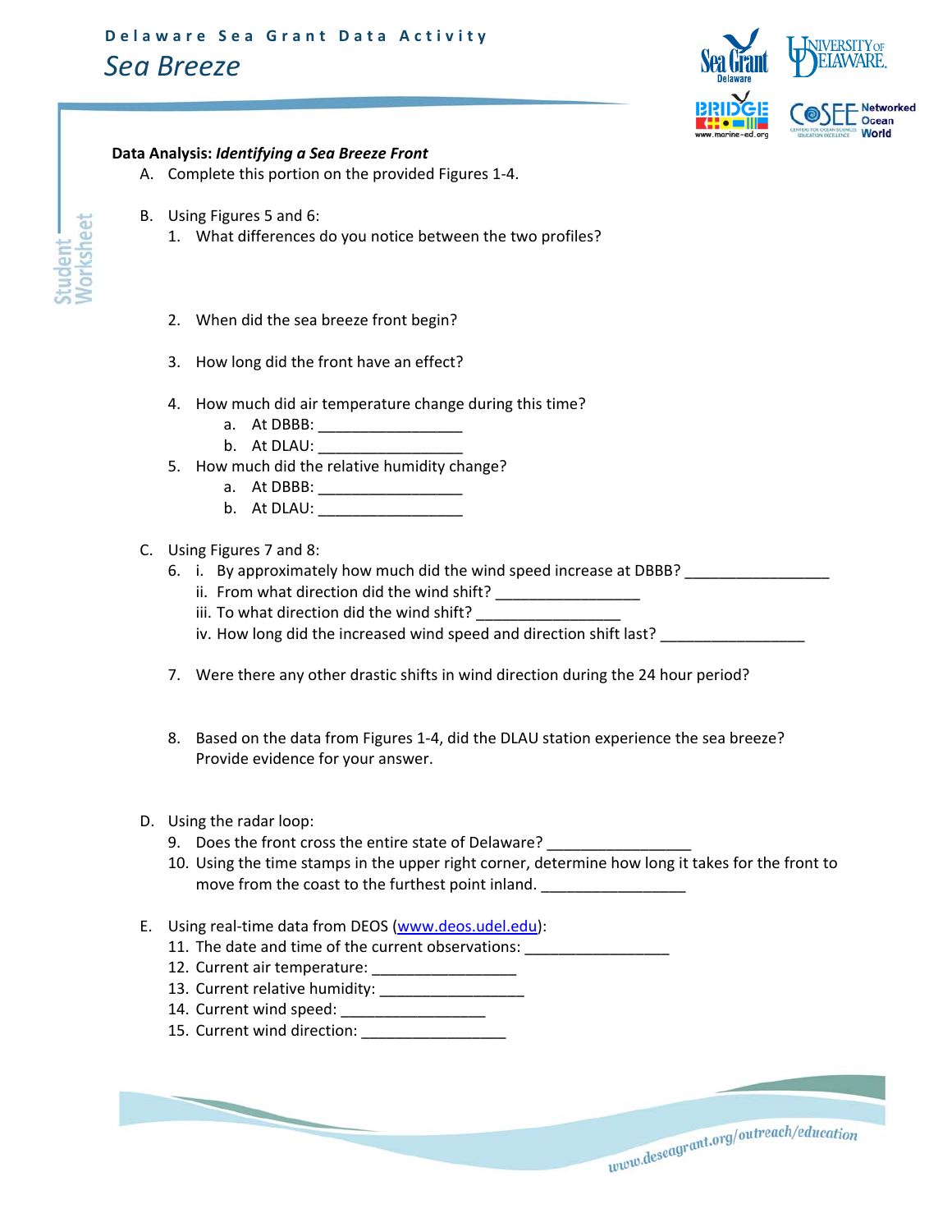Delaware Sea Grant Data Activity

# Sea Breeze

Student Worksheet

**Data Analysis:** ***Identifying a Sea Breeze Front***

A. Complete this portion on the provided Figures 1-4.

B. Using Figures 5 and 6:

1. What differences do you notice between the two profiles?

2. When did the sea breeze front begin?

3. How long did the front have an effect?

4. How much did air temperature change during this time?
   a. At DBBB: _________________
   b. At DLAU: _________________

5. How much did the relative humidity change?
   a. At DBBB: _________________
   b. At DLAU: _________________

C. Using Figures 7 and 8:

6. i. By approximately how much did the wind speed increase at DBBB? _________________
   ii. From what direction did the wind shift? _________________
   iii. To what direction did the wind shift? _________________
   iv. How long did the increased wind speed and direction shift last? _________________

7. Were there any other drastic shifts in wind direction during the 24 hour period?

8. Based on the data from Figures 1-4, did the DLAU station experience the sea breeze? Provide evidence for your answer.

D. Using the radar loop:

9. Does the front cross the entire state of Delaware? _________________

10. Using the time stamps in the upper right corner, determine how long it takes for the front to move from the coast to the furthest point inland. _________________

E. Using real-time data from DEOS (www.deos.udel.edu):

11. The date and time of the current observations: _________________

12. Current air temperature: _________________

13. Current relative humidity: _________________

14. Current wind speed: _________________

15. Current wind direction: _________________

www.deseagrant.org/outreach/education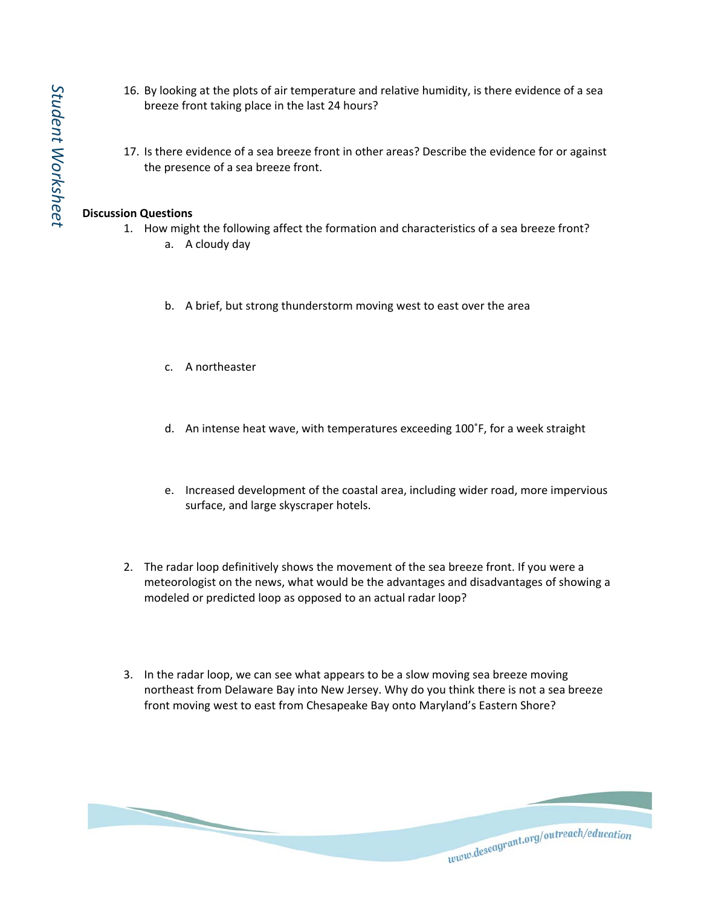16. By looking at the plots of air temperature and relative humidity, is there evidence of a sea breeze front taking place in the last 24 hours?

17. Is there evidence of a sea breeze front in other areas? Describe the evidence for or against the presence of a sea breeze front.

**Discussion Questions**

1. How might the following affect the formation and characteristics of a sea breeze front?
   a. A cloudy day

   b. A brief, but strong thunderstorm moving west to east over the area

   c. A northeaster

   d. An intense heat wave, with temperatures exceeding 100˚F, for a week straight

   e. Increased development of the coastal area, including wider road, more impervious surface, and large skyscraper hotels.

2. The radar loop definitively shows the movement of the sea breeze front. If you were a meteorologist on the news, what would be the advantages and disadvantages of showing a modeled or predicted loop as opposed to an actual radar loop?

3. In the radar loop, we can see what appears to be a slow moving sea breeze moving northeast from Delaware Bay into New Jersey. Why do you think there is not a sea breeze front moving west to east from Chesapeake Bay onto Maryland's Eastern Shore?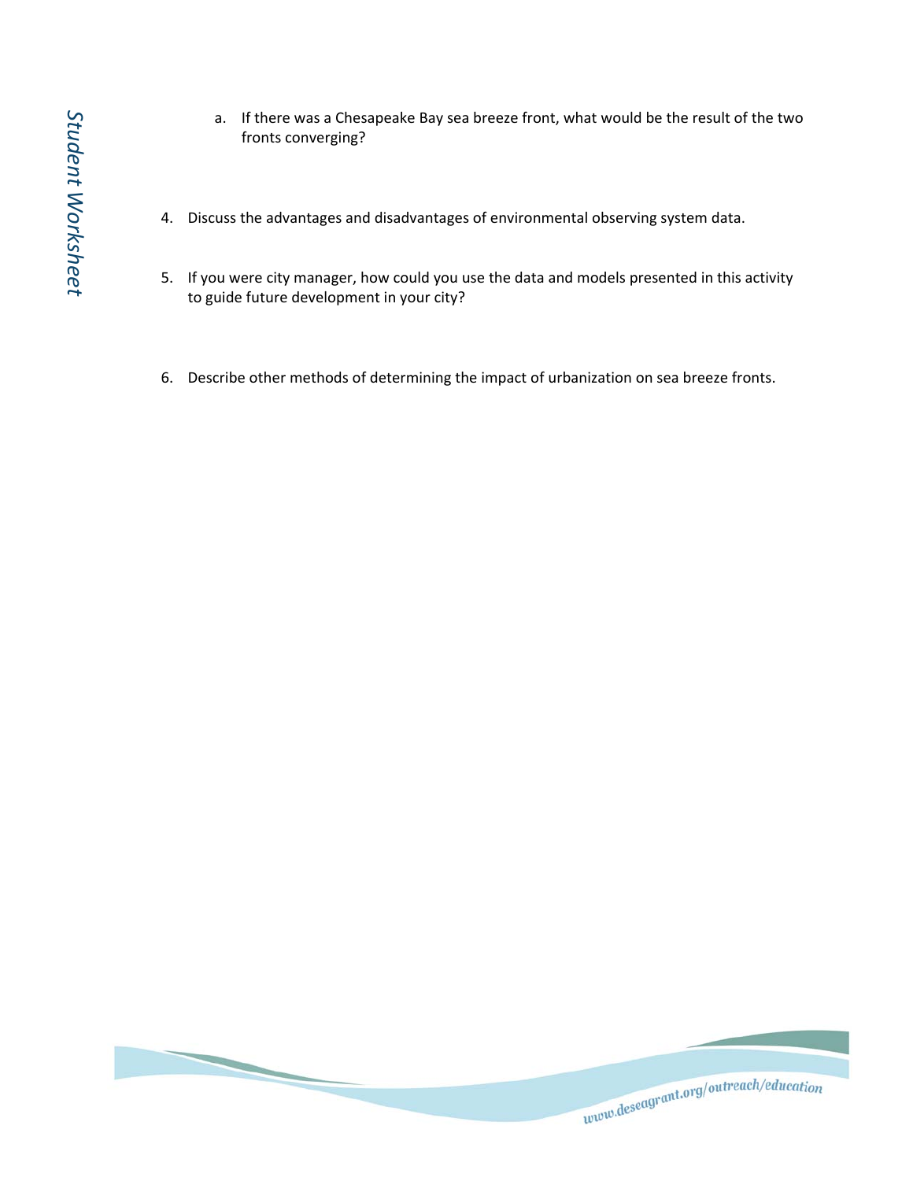a. If there was a Chesapeake Bay sea breeze front, what would be the result of the two fronts converging?

4. Discuss the advantages and disadvantages of environmental observing system data.

5. If you were city manager, how could you use the data and models presented in this activity to guide future development in your city?

6. Describe other methods of determining the impact of urbanization on sea breeze fronts.